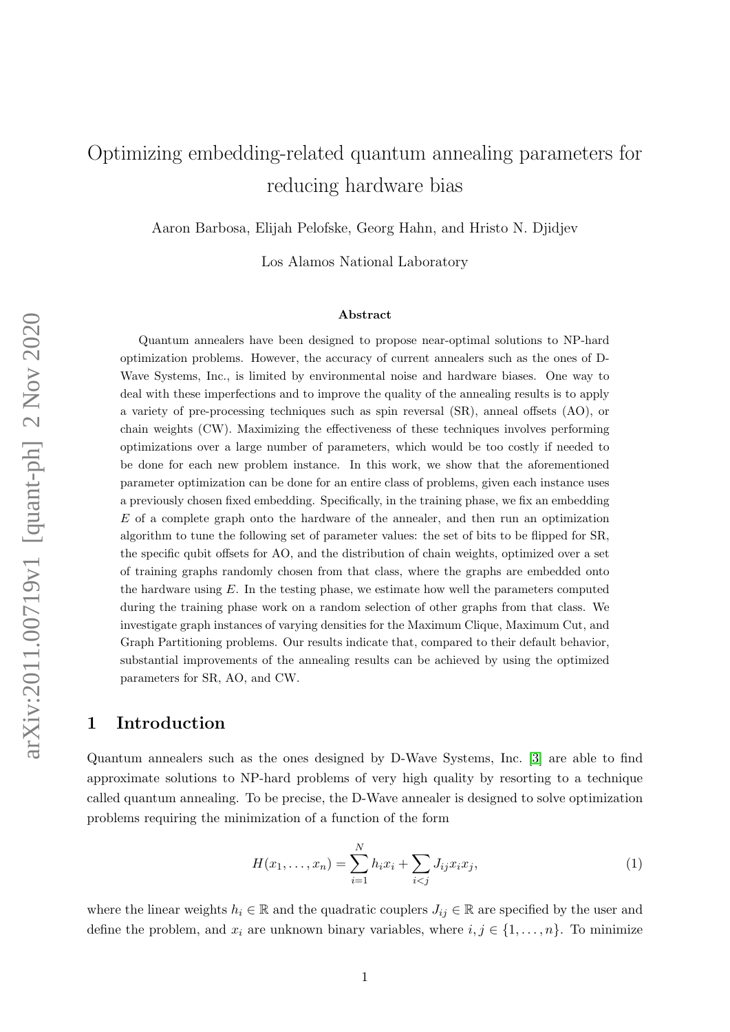# Optimizing embedding-related quantum annealing parameters for reducing hardware bias

Aaron Barbosa, Elijah Pelofske, Georg Hahn, and Hristo N. Djidjev

Los Alamos National Laboratory

### Abstract

Quantum annealers have been designed to propose near-optimal solutions to NP-hard optimization problems. However, the accuracy of current annealers such as the ones of D-Wave Systems, Inc., is limited by environmental noise and hardware biases. One way to deal with these imperfections and to improve the quality of the annealing results is to apply a variety of pre-processing techniques such as spin reversal (SR), anneal offsets (AO), or chain weights (CW). Maximizing the effectiveness of these techniques involves performing optimizations over a large number of parameters, which would be too costly if needed to be done for each new problem instance. In this work, we show that the aforementioned parameter optimization can be done for an entire class of problems, given each instance uses a previously chosen fixed embedding. Specifically, in the training phase, we fix an embedding $E$ of a complete graph onto the hardware of the annealer, and then run an optimization algorithm to tune the following set of parameter values: the set of bits to be flipped for SR, the specific qubit offsets for AO, and the distribution of chain weights, optimized over a set of training graphs randomly chosen from that class, where the graphs are embedded onto the hardware using $E$. In the testing phase, we estimate how well the parameters computed during the training phase work on a random selection of other graphs from that class. We investigate graph instances of varying densities for the Maximum Clique, Maximum Cut, and Graph Partitioning problems. Our results indicate that, compared to their default behavior, substantial improvements of the annealing results can be achieved by using the optimized parameters for SR, AO, and CW.

## 1 Introduction

Quantum annealers such as the ones designed by D-Wave Systems, Inc. [3] are able to find approximate solutions to NP-hard problems of very high quality by resorting to a technique called quantum annealing. To be precise, the D-Wave annealer is designed to solve optimization problems requiring the minimization of a function of the form

$$H(x_1, \ldots, x_n) = \sum_{i=1}^{N} h_i x_i + \sum_{i<j} J_{ij} x_i x_j, \tag{1}$$

where the linear weights $h_i \in \mathbb{R}$ and the quadratic couplers $J_{ij} \in \mathbb{R}$ are specified by the user and define the problem, and $x_i$ are unknown binary variables, where $i, j \in \{1, \ldots, n\}$. To minimize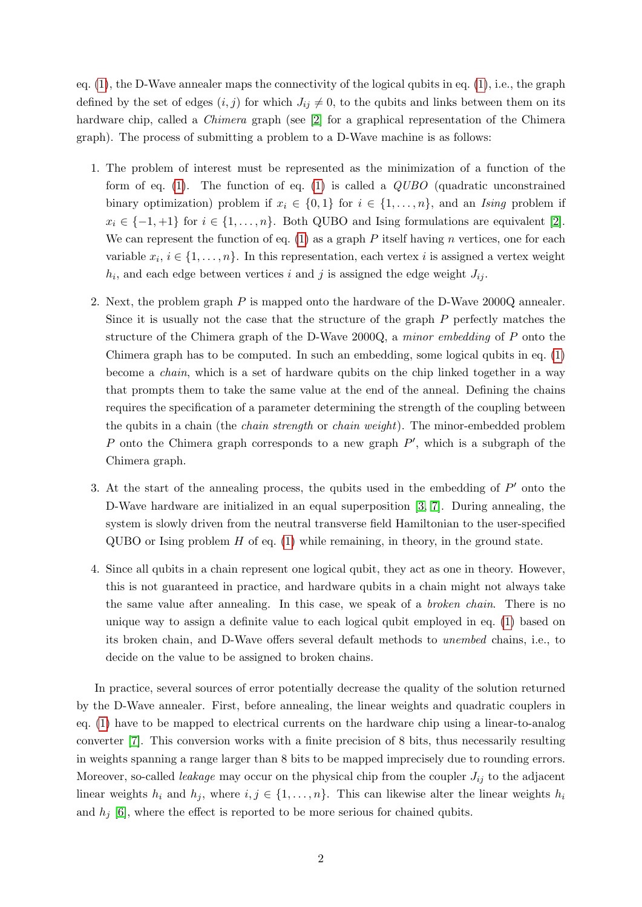eq. (1), the D-Wave annealer maps the connectivity of the logical qubits in eq. (1), i.e., the graph defined by the set of edges $(i, j)$ for which $J_{ij} \neq 0$, to the qubits and links between them on its hardware chip, called a *Chimera* graph (see [2] for a graphical representation of the Chimera graph). The process of submitting a problem to a D-Wave machine is as follows:

1. The problem of interest must be represented as the minimization of a function of the form of eq. (1). The function of eq. (1) is called a *QUBO* (quadratic unconstrained binary optimization) problem if $x_i \in \{0, 1\}$ for $i \in \{1, \ldots, n\}$, and an *Ising* problem if $x_i \in \{-1, +1\}$ for $i \in \{1, \ldots, n\}$. Both QUBO and Ising formulations are equivalent [2]. We can represent the function of eq. (1) as a graph $P$ itself having $n$ vertices, one for each variable $x_i$, $i \in \{1, \ldots, n\}$. In this representation, each vertex $i$ is assigned a vertex weight $h_i$, and each edge between vertices $i$ and $j$ is assigned the edge weight $J_{ij}$.

2. Next, the problem graph $P$ is mapped onto the hardware of the D-Wave 2000Q annealer. Since it is usually not the case that the structure of the graph $P$ perfectly matches the structure of the Chimera graph of the D-Wave 2000Q, a *minor embedding* of $P$ onto the Chimera graph has to be computed. In such an embedding, some logical qubits in eq. (1) become a *chain*, which is a set of hardware qubits on the chip linked together in a way that prompts them to take the same value at the end of the anneal. Defining the chains requires the specification of a parameter determining the strength of the coupling between the qubits in a chain (the *chain strength* or *chain weight*). The minor-embedded problem $P$ onto the Chimera graph corresponds to a new graph $P'$, which is a subgraph of the Chimera graph.

3. At the start of the annealing process, the qubits used in the embedding of $P'$ onto the D-Wave hardware are initialized in an equal superposition [3, 7]. During annealing, the system is slowly driven from the neutral transverse field Hamiltonian to the user-specified QUBO or Ising problem $H$ of eq. (1) while remaining, in theory, in the ground state.

4. Since all qubits in a chain represent one logical qubit, they act as one in theory. However, this is not guaranteed in practice, and hardware qubits in a chain might not always take the same value after annealing. In this case, we speak of a *broken chain*. There is no unique way to assign a definite value to each logical qubit employed in eq. (1) based on its broken chain, and D-Wave offers several default methods to *unembed* chains, i.e., to decide on the value to be assigned to broken chains.

In practice, several sources of error potentially decrease the quality of the solution returned by the D-Wave annealer. First, before annealing, the linear weights and quadratic couplers in eq. (1) have to be mapped to electrical currents on the hardware chip using a linear-to-analog converter [7]. This conversion works with a finite precision of 8 bits, thus necessarily resulting in weights spanning a range larger than 8 bits to be mapped imprecisely due to rounding errors. Moreover, so-called *leakage* may occur on the physical chip from the coupler $J_{ij}$ to the adjacent linear weights $h_i$ and $h_j$, where $i, j \in \{1, \ldots, n\}$. This can likewise alter the linear weights $h_i$ and $h_j$ [6], where the effect is reported to be more serious for chained qubits.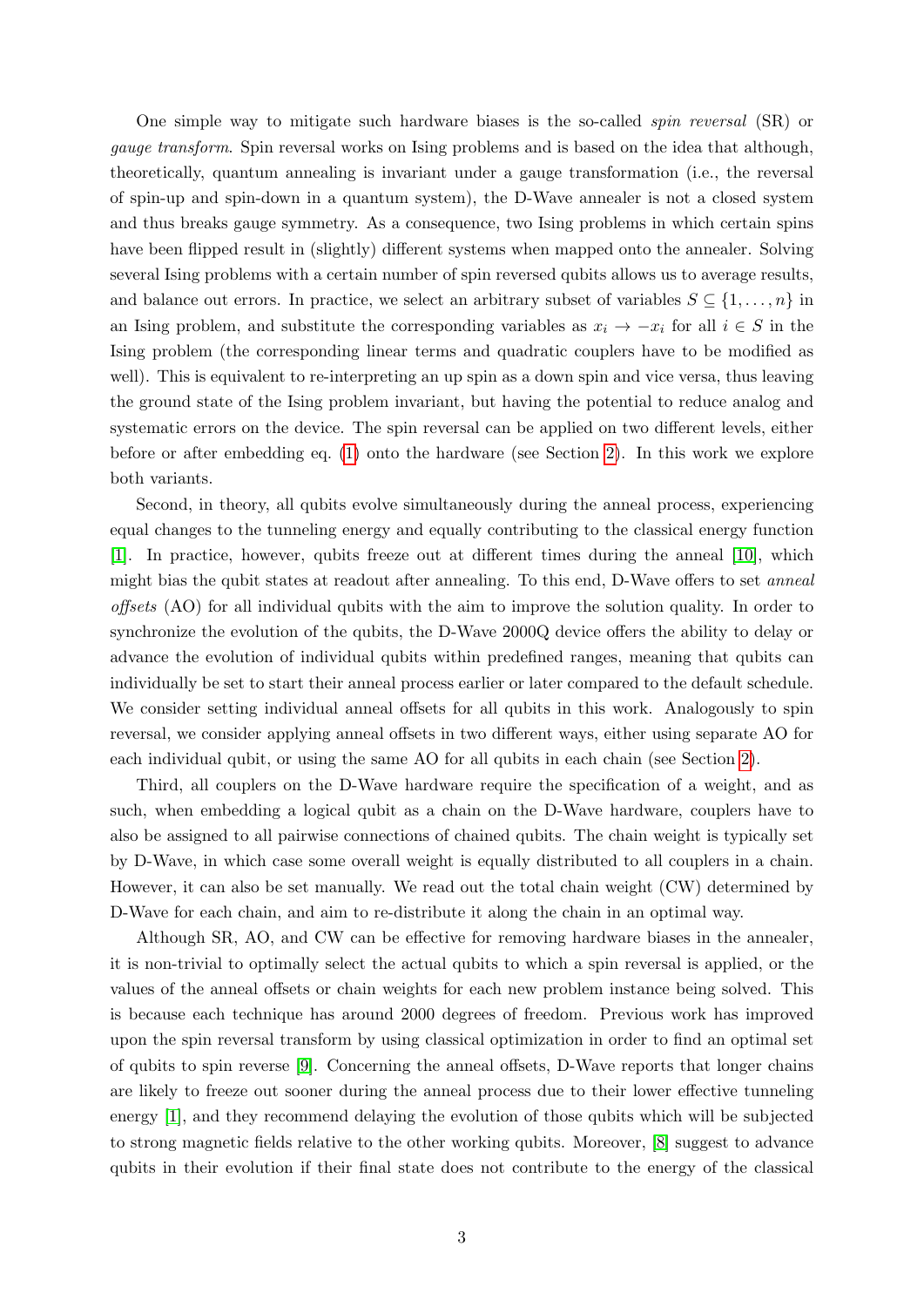One simple way to mitigate such hardware biases is the so-called *spin reversal* (SR) or *gauge transform*. Spin reversal works on Ising problems and is based on the idea that although, theoretically, quantum annealing is invariant under a gauge transformation (i.e., the reversal of spin-up and spin-down in a quantum system), the D-Wave annealer is not a closed system and thus breaks gauge symmetry. As a consequence, two Ising problems in which certain spins have been flipped result in (slightly) different systems when mapped onto the annealer. Solving several Ising problems with a certain number of spin reversed qubits allows us to average results, and balance out errors. In practice, we select an arbitrary subset of variables $S \subseteq \{1, \ldots, n\}$ in an Ising problem, and substitute the corresponding variables as $x_i \to -x_i$ for all $i \in S$ in the Ising problem (the corresponding linear terms and quadratic couplers have to be modified as well). This is equivalent to re-interpreting an up spin as a down spin and vice versa, thus leaving the ground state of the Ising problem invariant, but having the potential to reduce analog and systematic errors on the device. The spin reversal can be applied on two different levels, either before or after embedding eq. (1) onto the hardware (see Section 2). In this work we explore both variants.

Second, in theory, all qubits evolve simultaneously during the anneal process, experiencing equal changes to the tunneling energy and equally contributing to the classical energy function [1]. In practice, however, qubits freeze out at different times during the anneal [10], which might bias the qubit states at readout after annealing. To this end, D-Wave offers to set *anneal offsets* (AO) for all individual qubits with the aim to improve the solution quality. In order to synchronize the evolution of the qubits, the D-Wave 2000Q device offers the ability to delay or advance the evolution of individual qubits within predefined ranges, meaning that qubits can individually be set to start their anneal process earlier or later compared to the default schedule. We consider setting individual anneal offsets for all qubits in this work. Analogously to spin reversal, we consider applying anneal offsets in two different ways, either using separate AO for each individual qubit, or using the same AO for all qubits in each chain (see Section 2).

Third, all couplers on the D-Wave hardware require the specification of a weight, and as such, when embedding a logical qubit as a chain on the D-Wave hardware, couplers have to also be assigned to all pairwise connections of chained qubits. The chain weight is typically set by D-Wave, in which case some overall weight is equally distributed to all couplers in a chain. However, it can also be set manually. We read out the total chain weight (CW) determined by D-Wave for each chain, and aim to re-distribute it along the chain in an optimal way.

Although SR, AO, and CW can be effective for removing hardware biases in the annealer, it is non-trivial to optimally select the actual qubits to which a spin reversal is applied, or the values of the anneal offsets or chain weights for each new problem instance being solved. This is because each technique has around 2000 degrees of freedom. Previous work has improved upon the spin reversal transform by using classical optimization in order to find an optimal set of qubits to spin reverse [9]. Concerning the anneal offsets, D-Wave reports that longer chains are likely to freeze out sooner during the anneal process due to their lower effective tunneling energy [1], and they recommend delaying the evolution of those qubits which will be subjected to strong magnetic fields relative to the other working qubits. Moreover, [8] suggest to advance qubits in their evolution if their final state does not contribute to the energy of the classical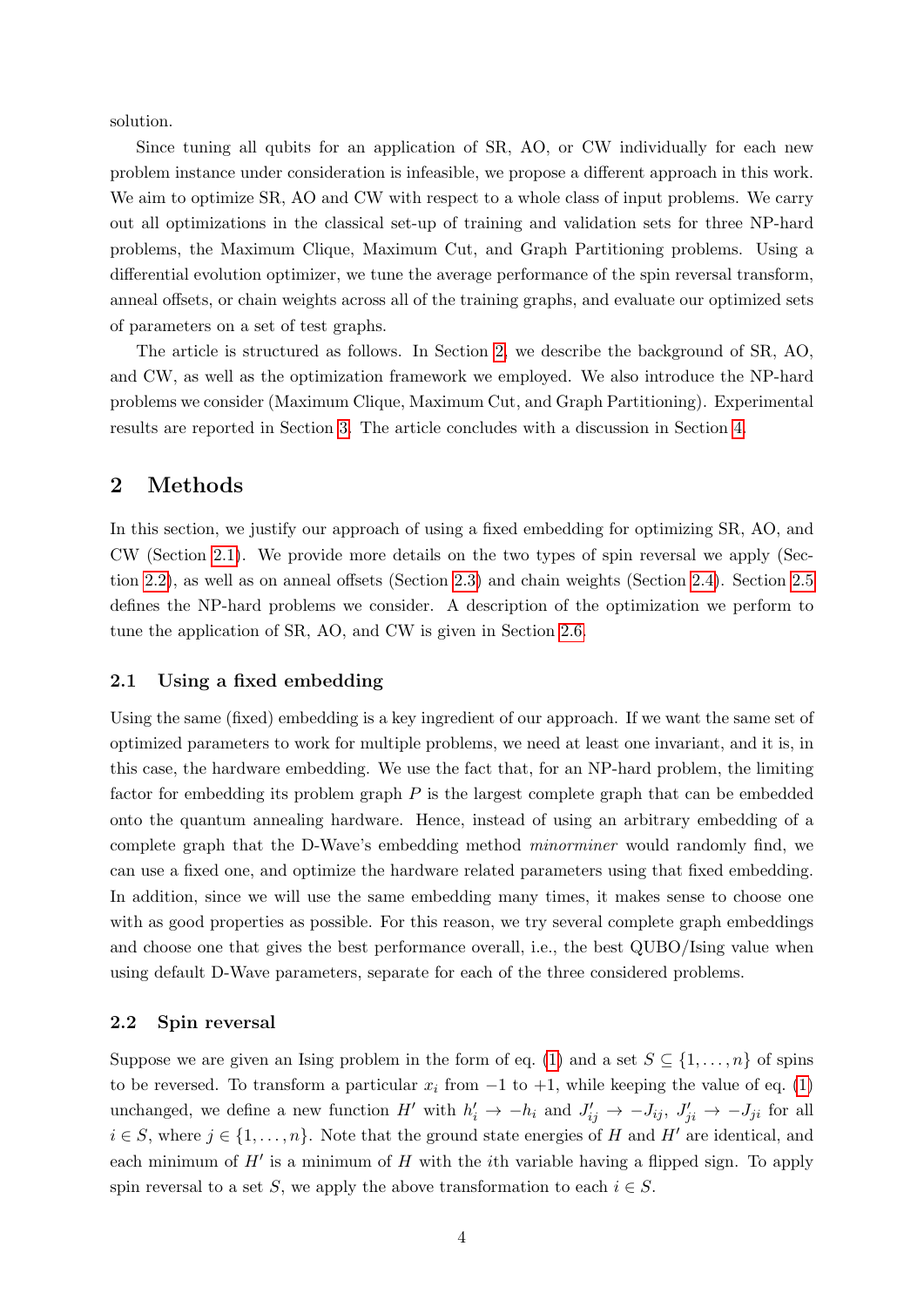solution.

Since tuning all qubits for an application of SR, AO, or CW individually for each new problem instance under consideration is infeasible, we propose a different approach in this work. We aim to optimize SR, AO and CW with respect to a whole class of input problems. We carry out all optimizations in the classical set-up of training and validation sets for three NP-hard problems, the Maximum Clique, Maximum Cut, and Graph Partitioning problems. Using a differential evolution optimizer, we tune the average performance of the spin reversal transform, anneal offsets, or chain weights across all of the training graphs, and evaluate our optimized sets of parameters on a set of test graphs.

The article is structured as follows. In Section 2, we describe the background of SR, AO, and CW, as well as the optimization framework we employed. We also introduce the NP-hard problems we consider (Maximum Clique, Maximum Cut, and Graph Partitioning). Experimental results are reported in Section 3. The article concludes with a discussion in Section 4.

## 2 Methods

In this section, we justify our approach of using a fixed embedding for optimizing SR, AO, and CW (Section 2.1). We provide more details on the two types of spin reversal we apply (Section 2.2), as well as on anneal offsets (Section 2.3) and chain weights (Section 2.4). Section 2.5 defines the NP-hard problems we consider. A description of the optimization we perform to tune the application of SR, AO, and CW is given in Section 2.6.

### 2.1 Using a fixed embedding

Using the same (fixed) embedding is a key ingredient of our approach. If we want the same set of optimized parameters to work for multiple problems, we need at least one invariant, and it is, in this case, the hardware embedding. We use the fact that, for an NP-hard problem, the limiting factor for embedding its problem graph $P$ is the largest complete graph that can be embedded onto the quantum annealing hardware. Hence, instead of using an arbitrary embedding of a complete graph that the D-Wave's embedding method *minorminer* would randomly find, we can use a fixed one, and optimize the hardware related parameters using that fixed embedding. In addition, since we will use the same embedding many times, it makes sense to choose one with as good properties as possible. For this reason, we try several complete graph embeddings and choose one that gives the best performance overall, i.e., the best QUBO/Ising value when using default D-Wave parameters, separate for each of the three considered problems.

### 2.2 Spin reversal

Suppose we are given an Ising problem in the form of eq. (1) and a set $S \subseteq \{1, \ldots, n\}$ of spins to be reversed. To transform a particular $x_i$ from $-1$ to $+1$, while keeping the value of eq. (1) unchanged, we define a new function $H'$ with $h'_i \to -h_i$ and $J'_{ij} \to -J_{ij}$, $J'_{ji} \to -J_{ji}$ for all $i \in S$, where $j \in \{1, \ldots, n\}$. Note that the ground state energies of $H$ and $H'$ are identical, and each minimum of $H'$ is a minimum of $H$ with the $i$th variable having a flipped sign. To apply spin reversal to a set $S$, we apply the above transformation to each $i \in S$.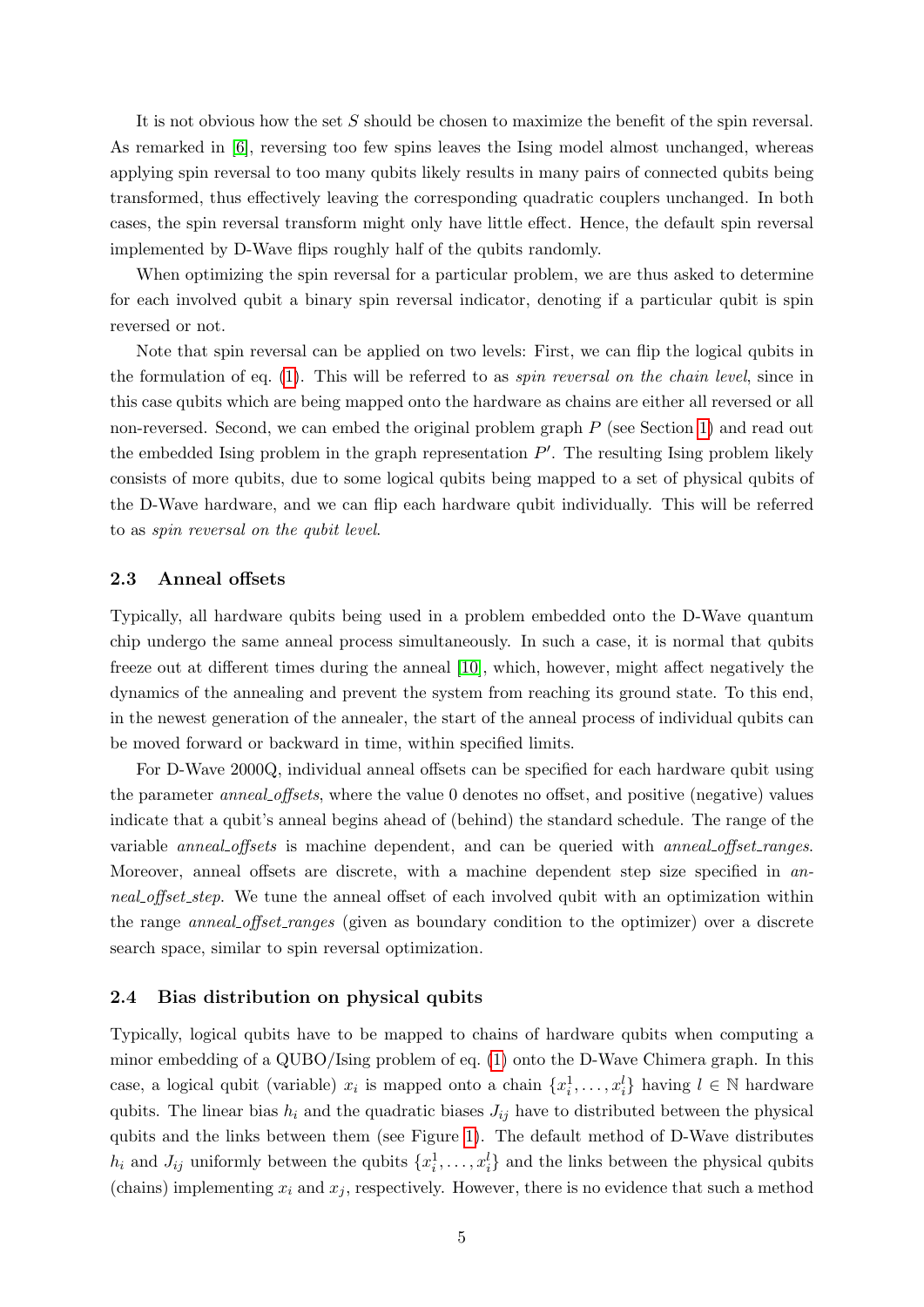It is not obvious how the set $S$ should be chosen to maximize the benefit of the spin reversal. As remarked in [6], reversing too few spins leaves the Ising model almost unchanged, whereas applying spin reversal to too many qubits likely results in many pairs of connected qubits being transformed, thus effectively leaving the corresponding quadratic couplers unchanged. In both cases, the spin reversal transform might only have little effect. Hence, the default spin reversal implemented by D-Wave flips roughly half of the qubits randomly.

When optimizing the spin reversal for a particular problem, we are thus asked to determine for each involved qubit a binary spin reversal indicator, denoting if a particular qubit is spin reversed or not.

Note that spin reversal can be applied on two levels: First, we can flip the logical qubits in the formulation of eq. (1). This will be referred to as *spin reversal on the chain level*, since in this case qubits which are being mapped onto the hardware as chains are either all reversed or all non-reversed. Second, we can embed the original problem graph $P$ (see Section 1) and read out the embedded Ising problem in the graph representation $P'$. The resulting Ising problem likely consists of more qubits, due to some logical qubits being mapped to a set of physical qubits of the D-Wave hardware, and we can flip each hardware qubit individually. This will be referred to as *spin reversal on the qubit level*.

### 2.3 Anneal offsets

Typically, all hardware qubits being used in a problem embedded onto the D-Wave quantum chip undergo the same anneal process simultaneously. In such a case, it is normal that qubits freeze out at different times during the anneal [10], which, however, might affect negatively the dynamics of the annealing and prevent the system from reaching its ground state. To this end, in the newest generation of the annealer, the start of the anneal process of individual qubits can be moved forward or backward in time, within specified limits.

For D-Wave 2000Q, individual anneal offsets can be specified for each hardware qubit using the parameter *anneal_offsets*, where the value 0 denotes no offset, and positive (negative) values indicate that a qubit's anneal begins ahead of (behind) the standard schedule. The range of the variable *anneal_offsets* is machine dependent, and can be queried with *anneal_offset_ranges*. Moreover, anneal offsets are discrete, with a machine dependent step size specified in *anneal_offset_step*. We tune the anneal offset of each involved qubit with an optimization within the range *anneal_offset_ranges* (given as boundary condition to the optimizer) over a discrete search space, similar to spin reversal optimization.

### 2.4 Bias distribution on physical qubits

Typically, logical qubits have to be mapped to chains of hardware qubits when computing a minor embedding of a QUBO/Ising problem of eq. (1) onto the D-Wave Chimera graph. In this case, a logical qubit (variable) $x_i$ is mapped onto a chain $\{x_i^1, \ldots, x_i^l\}$ having $l \in \mathbb{N}$ hardware qubits. The linear bias $h_i$ and the quadratic biases $J_{ij}$ have to distributed between the physical qubits and the links between them (see Figure 1). The default method of D-Wave distributes $h_i$ and $J_{ij}$ uniformly between the qubits $\{x_i^1, \ldots, x_i^l\}$ and the links between the physical qubits (chains) implementing $x_i$ and $x_j$, respectively. However, there is no evidence that such a method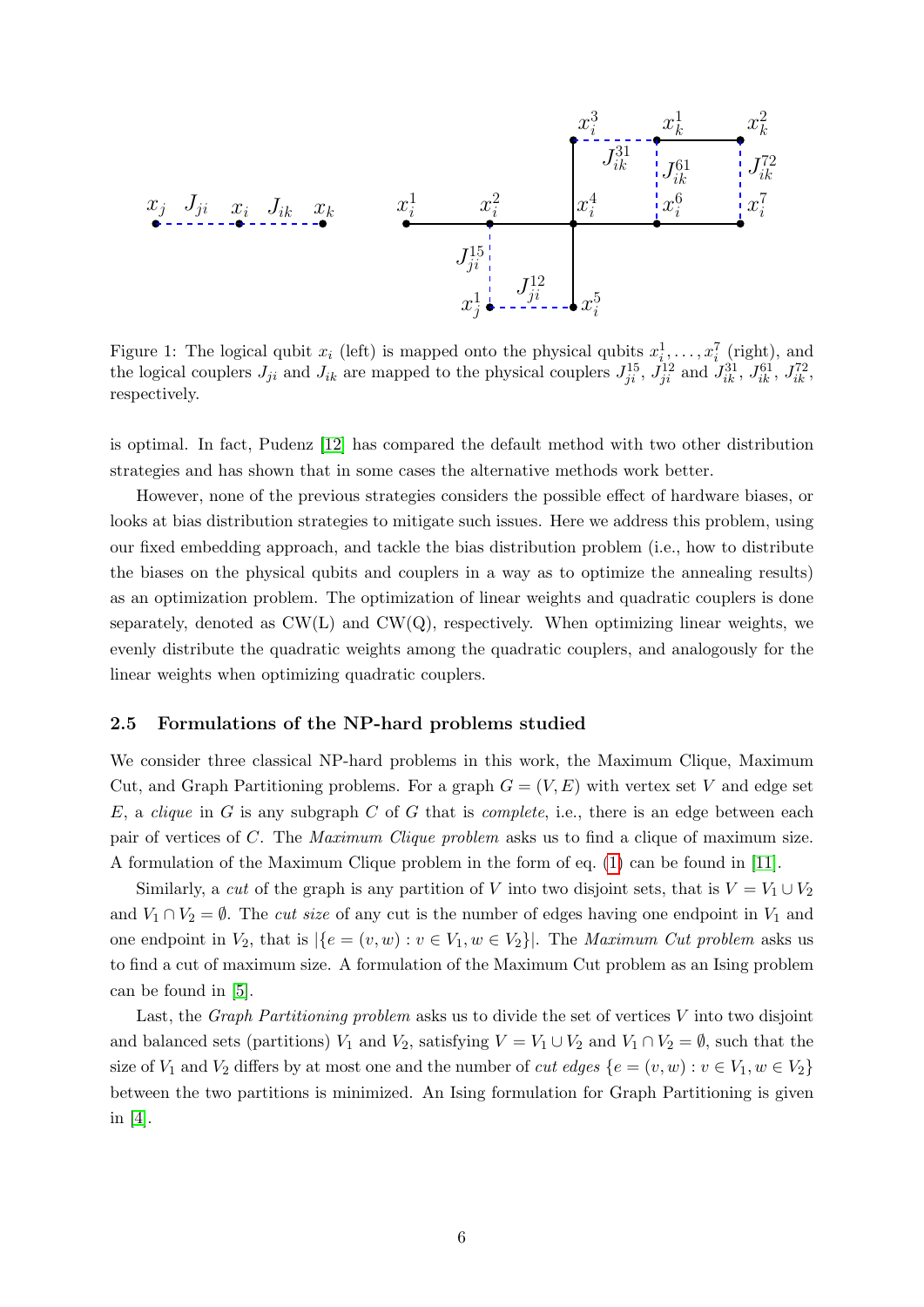Figure 1: The logical qubit $x_i$ (left) is mapped onto the physical qubits $x_i^1, \ldots, x_i^7$ (right), and the logical couplers $J_{ji}$ and $J_{ik}$ are mapped to the physical couplers $J_{ji}^{15}$, $J_{ji}^{12}$ and $J_{ik}^{31}$, $J_{ik}^{61}$, $J_{ik}^{72}$, respectively.

is optimal. In fact, Pudenz [12] has compared the default method with two other distribution strategies and has shown that in some cases the alternative methods work better.

However, none of the previous strategies considers the possible effect of hardware biases, or looks at bias distribution strategies to mitigate such issues. Here we address this problem, using our fixed embedding approach, and tackle the bias distribution problem (i.e., how to distribute the biases on the physical qubits and couplers in a way as to optimize the annealing results) as an optimization problem. The optimization of linear weights and quadratic couplers is done separately, denoted as CW(L) and CW(Q), respectively. When optimizing linear weights, we evenly distribute the quadratic weights among the quadratic couplers, and analogously for the linear weights when optimizing quadratic couplers.

### 2.5 Formulations of the NP-hard problems studied

We consider three classical NP-hard problems in this work, the Maximum Clique, Maximum Cut, and Graph Partitioning problems. For a graph $G = (V, E)$ with vertex set $V$ and edge set $E$, a *clique* in $G$ is any subgraph $C$ of $G$ that is *complete*, i.e., there is an edge between each pair of vertices of $C$. The *Maximum Clique problem* asks us to find a clique of maximum size. A formulation of the Maximum Clique problem in the form of eq. (1) can be found in [11].

Similarly, a *cut* of the graph is any partition of $V$ into two disjoint sets, that is $V = V_1 \cup V_2$ and $V_1 \cap V_2 = \emptyset$. The *cut size* of any cut is the number of edges having one endpoint in $V_1$ and one endpoint in $V_2$, that is $|\{e = (v, w) : v \in V_1, w \in V_2\}|$. The *Maximum Cut problem* asks us to find a cut of maximum size. A formulation of the Maximum Cut problem as an Ising problem can be found in [5].

Last, the *Graph Partitioning problem* asks us to divide the set of vertices $V$ into two disjoint and balanced sets (partitions) $V_1$ and $V_2$, satisfying $V = V_1 \cup V_2$ and $V_1 \cap V_2 = \emptyset$, such that the size of $V_1$ and $V_2$ differs by at most one and the number of *cut edges* $\{e = (v, w) : v \in V_1, w \in V_2\}$ between the two partitions is minimized. An Ising formulation for Graph Partitioning is given in [4].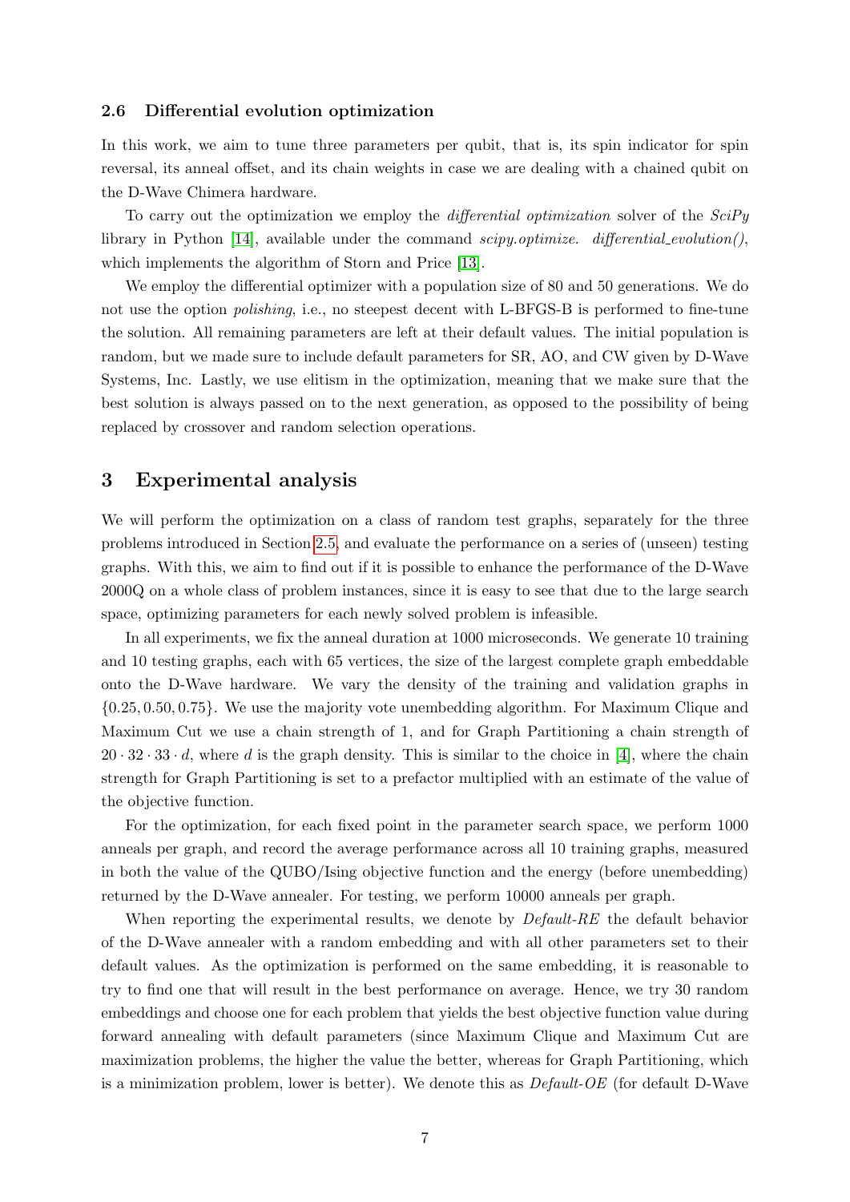### 2.6 Differential evolution optimization

In this work, we aim to tune three parameters per qubit, that is, its spin indicator for spin reversal, its anneal offset, and its chain weights in case we are dealing with a chained qubit on the D-Wave Chimera hardware.

To carry out the optimization we employ the *differential optimization* solver of the *SciPy* library in Python [14], available under the command *scipy.optimize. differential_evolution()*, which implements the algorithm of Storn and Price [13].

We employ the differential optimizer with a population size of 80 and 50 generations. We do not use the option *polishing*, i.e., no steepest decent with L-BFGS-B is performed to fine-tune the solution. All remaining parameters are left at their default values. The initial population is random, but we made sure to include default parameters for SR, AO, and CW given by D-Wave Systems, Inc. Lastly, we use elitism in the optimization, meaning that we make sure that the best solution is always passed on to the next generation, as opposed to the possibility of being replaced by crossover and random selection operations.

## 3 Experimental analysis

We will perform the optimization on a class of random test graphs, separately for the three problems introduced in Section 2.5, and evaluate the performance on a series of (unseen) testing graphs. With this, we aim to find out if it is possible to enhance the performance of the D-Wave 2000Q on a whole class of problem instances, since it is easy to see that due to the large search space, optimizing parameters for each newly solved problem is infeasible.

In all experiments, we fix the anneal duration at 1000 microseconds. We generate 10 training and 10 testing graphs, each with 65 vertices, the size of the largest complete graph embeddable onto the D-Wave hardware. We vary the density of the training and validation graphs in $\{0.25, 0.50, 0.75\}$. We use the majority vote unembedding algorithm. For Maximum Clique and Maximum Cut we use a chain strength of 1, and for Graph Partitioning a chain strength of $20 \cdot 32 \cdot 33 \cdot d$, where $d$ is the graph density. This is similar to the choice in [4], where the chain strength for Graph Partitioning is set to a prefactor multiplied with an estimate of the value of the objective function.

For the optimization, for each fixed point in the parameter search space, we perform 1000 anneals per graph, and record the average performance across all 10 training graphs, measured in both the value of the QUBO/Ising objective function and the energy (before unembedding) returned by the D-Wave annealer. For testing, we perform 10000 anneals per graph.

When reporting the experimental results, we denote by *Default-RE* the default behavior of the D-Wave annealer with a random embedding and with all other parameters set to their default values. As the optimization is performed on the same embedding, it is reasonable to try to find one that will result in the best performance on average. Hence, we try 30 random embeddings and choose one for each problem that yields the best objective function value during forward annealing with default parameters (since Maximum Clique and Maximum Cut are maximization problems, the higher the value the better, whereas for Graph Partitioning, which is a minimization problem, lower is better). We denote this as *Default-OE* (for default D-Wave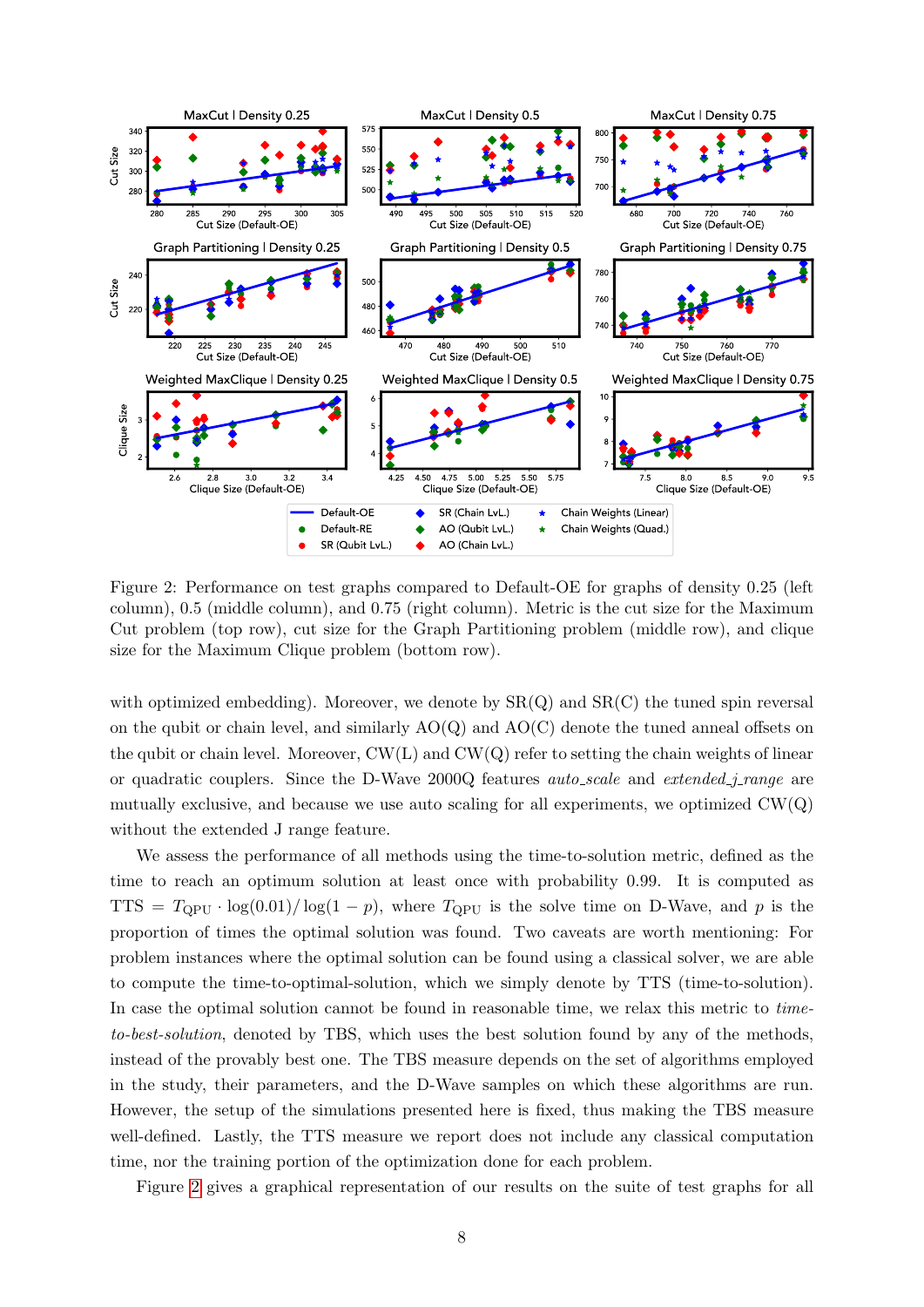Figure 2: Performance on test graphs compared to Default-OE for graphs of density 0.25 (left column), 0.5 (middle column), and 0.75 (right column). Metric is the cut size for the Maximum Cut problem (top row), cut size for the Graph Partitioning problem (middle row), and clique size for the Maximum Clique problem (bottom row).

with optimized embedding). Moreover, we denote by SR(Q) and SR(C) the tuned spin reversal on the qubit or chain level, and similarly AO(Q) and AO(C) denote the tuned anneal offsets on the qubit or chain level. Moreover, CW(L) and CW(Q) refer to setting the chain weights of linear or quadratic couplers. Since the D-Wave 2000Q features *auto_scale* and *extended_j_range* are mutually exclusive, and because we use auto scaling for all experiments, we optimized CW(Q) without the extended J range feature.

We assess the performance of all methods using the time-to-solution metric, defined as the time to reach an optimum solution at least once with probability 0.99. It is computed as TTS $= T_{\text{QPU}} \cdot \log(0.01)/\log(1-p)$, where $T_{\text{QPU}}$ is the solve time on D-Wave, and $p$ is the proportion of times the optimal solution was found. Two caveats are worth mentioning: For problem instances where the optimal solution can be found using a classical solver, we are able to compute the time-to-optimal-solution, which we simply denote by TTS (time-to-solution). In case the optimal solution cannot be found in reasonable time, we relax this metric to *time-to-best-solution*, denoted by TBS, which uses the best solution found by any of the methods, instead of the provably best one. The TBS measure depends on the set of algorithms employed in the study, their parameters, and the D-Wave samples on which these algorithms are run. However, the setup of the simulations presented here is fixed, thus making the TBS measure well-defined. Lastly, the TTS measure we report does not include any classical computation time, nor the training portion of the optimization done for each problem.

Figure 2 gives a graphical representation of our results on the suite of test graphs for all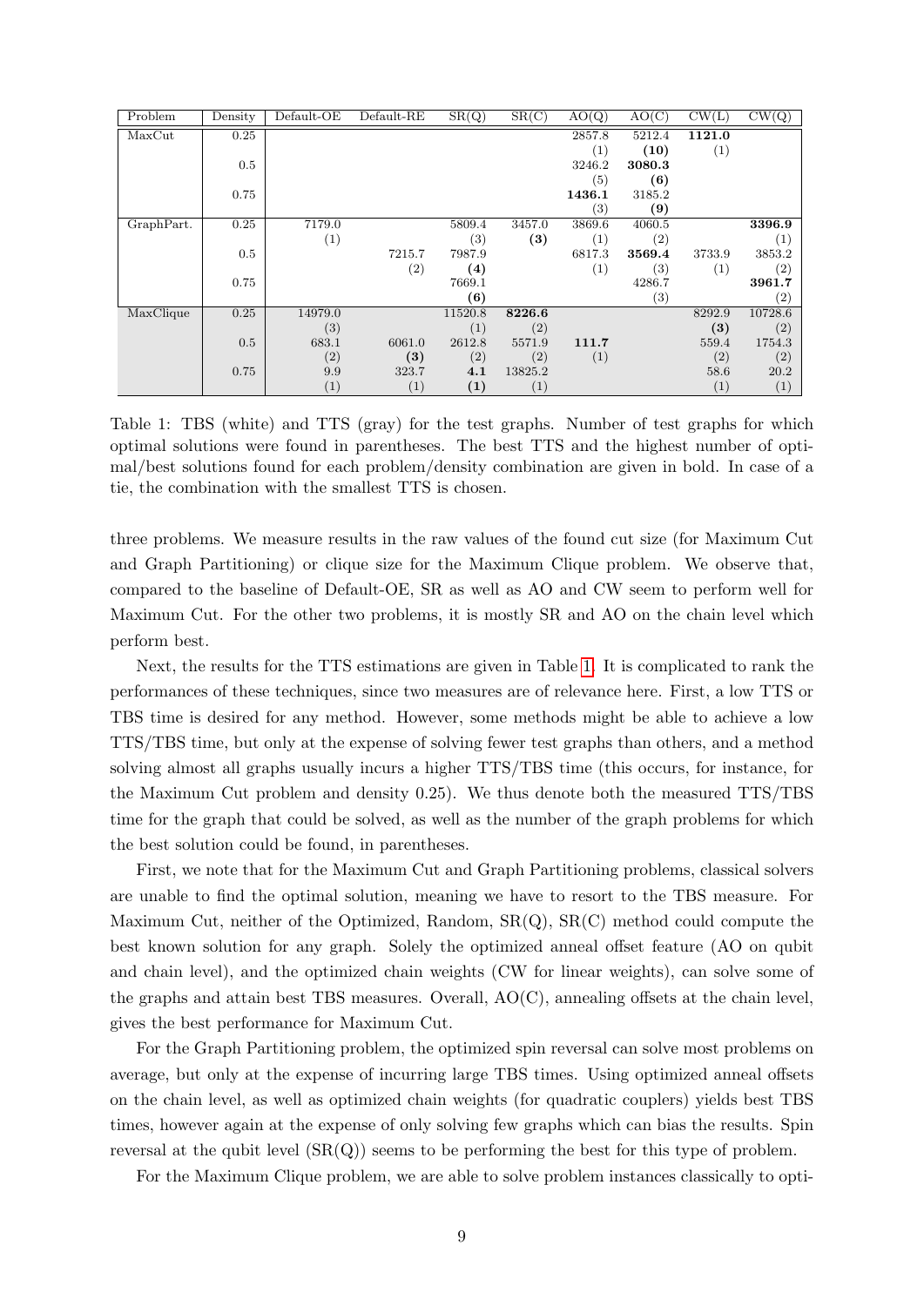| Problem | Density | Default-OE | Default-RE | SR(Q) | SR(C) | AO(Q) | AO(C) | CW(L) | CW(Q) |
|---|---|---|---|---|---|---|---|---|---|
| MaxCut | 0.25 | | | | | 2857.8 (1) | 5212.4 **(10)** | **1121.0** (1) | |
| | 0.5 | | | | | 3246.2 (5) | **3080.3** **(6)** | | |
| | 0.75 | | | | | **1436.1** (3) | 3185.2 **(9)** | | |
| GraphPart. | 0.25 | 7179.0 (1) | | 5809.4 (3) | 3457.0 **(3)** | 3869.6 (1) | 4060.5 (2) | | **3396.9** (1) |
| | 0.5 | | 7215.7 (2) | 7987.9 **(4)** | | 6817.3 (1) | **3569.4** (3) | 3733.9 (1) | 3853.2 (2) |
| | 0.75 | | | 7669.1 **(6)** | | | 4286.7 (3) | | **3961.7** (2) |
| MaxClique | 0.25 | 14979.0 (3) | | 11520.8 (1) | **8226.6** (2) | | | 8292.9 **(3)** | 10728.6 (2) |
| | 0.5 | 683.1 (2) | 6061.0 **(3)** | 2612.8 (2) | 5571.9 (2) | **111.7** (1) | | 559.4 (2) | 1754.3 (2) |
| | 0.75 | 9.9 (1) | 323.7 (1) | **4.1** **(1)** | 13825.2 (1) | | | 58.6 (1) | 20.2 (1) |

Table 1: TBS (white) and TTS (gray) for the test graphs. Number of test graphs for which optimal solutions were found in parentheses. The best TTS and the highest number of optimal/best solutions found for each problem/density combination are given in bold. In case of a tie, the combination with the smallest TTS is chosen.

three problems. We measure results in the raw values of the found cut size (for Maximum Cut and Graph Partitioning) or clique size for the Maximum Clique problem. We observe that, compared to the baseline of Default-OE, SR as well as AO and CW seem to perform well for Maximum Cut. For the other two problems, it is mostly SR and AO on the chain level which perform best.

Next, the results for the TTS estimations are given in Table 1. It is complicated to rank the performances of these techniques, since two measures are of relevance here. First, a low TTS or TBS time is desired for any method. However, some methods might be able to achieve a low TTS/TBS time, but only at the expense of solving fewer test graphs than others, and a method solving almost all graphs usually incurs a higher TTS/TBS time (this occurs, for instance, for the Maximum Cut problem and density 0.25). We thus denote both the measured TTS/TBS time for the graph that could be solved, as well as the number of the graph problems for which the best solution could be found, in parentheses.

First, we note that for the Maximum Cut and Graph Partitioning problems, classical solvers are unable to find the optimal solution, meaning we have to resort to the TBS measure. For Maximum Cut, neither of the Optimized, Random, SR(Q), SR(C) method could compute the best known solution for any graph. Solely the optimized anneal offset feature (AO on qubit and chain level), and the optimized chain weights (CW for linear weights), can solve some of the graphs and attain best TBS measures. Overall, AO(C), annealing offsets at the chain level, gives the best performance for Maximum Cut.

For the Graph Partitioning problem, the optimized spin reversal can solve most problems on average, but only at the expense of incurring large TBS times. Using optimized anneal offsets on the chain level, as well as optimized chain weights (for quadratic couplers) yields best TBS times, however again at the expense of only solving few graphs which can bias the results. Spin reversal at the qubit level (SR(Q)) seems to be performing the best for this type of problem.

For the Maximum Clique problem, we are able to solve problem instances classically to opti-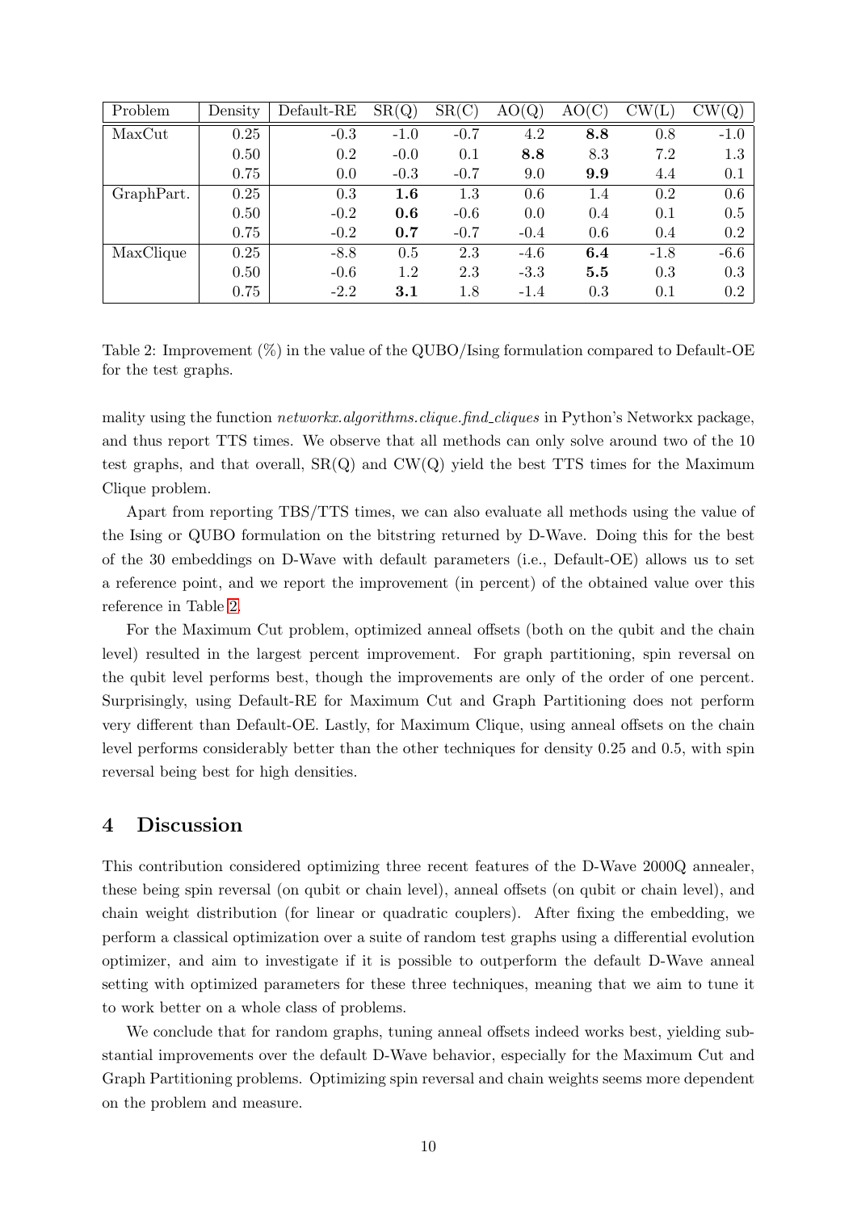| Problem | Density | Default-RE | SR(Q) | SR(C) | AO(Q) | AO(C) | CW(L) | CW(Q) |
|---|---|---|---|---|---|---|---|---|
| MaxCut | 0.25 | -0.3 | -1.0 | -0.7 | 4.2 | **8.8** | 0.8 | -1.0 |
| | 0.50 | 0.2 | -0.0 | 0.1 | **8.8** | 8.3 | 7.2 | 1.3 |
| | 0.75 | 0.0 | -0.3 | -0.7 | 9.0 | **9.9** | 4.4 | 0.1 |
| GraphPart. | 0.25 | 0.3 | **1.6** | 1.3 | 0.6 | 1.4 | 0.2 | 0.6 |
| | 0.50 | -0.2 | **0.6** | -0.6 | 0.0 | 0.4 | 0.1 | 0.5 |
| | 0.75 | -0.2 | **0.7** | -0.7 | -0.4 | 0.6 | 0.4 | 0.2 |
| MaxClique | 0.25 | -8.8 | 0.5 | 2.3 | -4.6 | **6.4** | -1.8 | -6.6 |
| | 0.50 | -0.6 | 1.2 | 2.3 | -3.3 | **5.5** | 0.3 | 0.3 |
| | 0.75 | -2.2 | **3.1** | 1.8 | -1.4 | 0.3 | 0.1 | 0.2 |

Table 2: Improvement (%) in the value of the QUBO/Ising formulation compared to Default-OE for the test graphs.

mality using the function *networkx.algorithms.clique.find_cliques* in Python's Networkx package, and thus report TTS times. We observe that all methods can only solve around two of the 10 test graphs, and that overall, SR(Q) and CW(Q) yield the best TTS times for the Maximum Clique problem.

Apart from reporting TBS/TTS times, we can also evaluate all methods using the value of the Ising or QUBO formulation on the bitstring returned by D-Wave. Doing this for the best of the 30 embeddings on D-Wave with default parameters (i.e., Default-OE) allows us to set a reference point, and we report the improvement (in percent) of the obtained value over this reference in Table 2.

For the Maximum Cut problem, optimized anneal offsets (both on the qubit and the chain level) resulted in the largest percent improvement. For graph partitioning, spin reversal on the qubit level performs best, though the improvements are only of the order of one percent. Surprisingly, using Default-RE for Maximum Cut and Graph Partitioning does not perform very different than Default-OE. Lastly, for Maximum Clique, using anneal offsets on the chain level performs considerably better than the other techniques for density 0.25 and 0.5, with spin reversal being best for high densities.

## 4 Discussion

This contribution considered optimizing three recent features of the D-Wave 2000Q annealer, these being spin reversal (on qubit or chain level), anneal offsets (on qubit or chain level), and chain weight distribution (for linear or quadratic couplers). After fixing the embedding, we perform a classical optimization over a suite of random test graphs using a differential evolution optimizer, and aim to investigate if it is possible to outperform the default D-Wave anneal setting with optimized parameters for these three techniques, meaning that we aim to tune it to work better on a whole class of problems.

We conclude that for random graphs, tuning anneal offsets indeed works best, yielding substantial improvements over the default D-Wave behavior, especially for the Maximum Cut and Graph Partitioning problems. Optimizing spin reversal and chain weights seems more dependent on the problem and measure.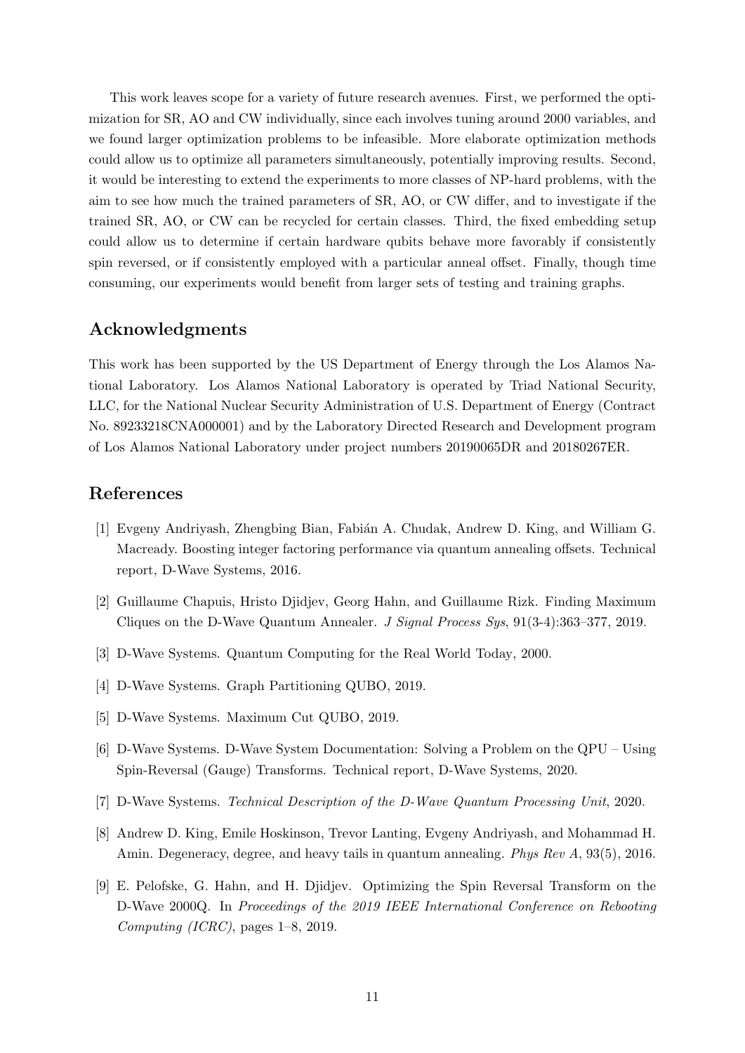This work leaves scope for a variety of future research avenues. First, we performed the optimization for SR, AO and CW individually, since each involves tuning around 2000 variables, and we found larger optimization problems to be infeasible. More elaborate optimization methods could allow us to optimize all parameters simultaneously, potentially improving results. Second, it would be interesting to extend the experiments to more classes of NP-hard problems, with the aim to see how much the trained parameters of SR, AO, or CW differ, and to investigate if the trained SR, AO, or CW can be recycled for certain classes. Third, the fixed embedding setup could allow us to determine if certain hardware qubits behave more favorably if consistently spin reversed, or if consistently employed with a particular anneal offset. Finally, though time consuming, our experiments would benefit from larger sets of testing and training graphs.

## Acknowledgments

This work has been supported by the US Department of Energy through the Los Alamos National Laboratory. Los Alamos National Laboratory is operated by Triad National Security, LLC, for the National Nuclear Security Administration of U.S. Department of Energy (Contract No. 89233218CNA000001) and by the Laboratory Directed Research and Development program of Los Alamos National Laboratory under project numbers 20190065DR and 20180267ER.

## References

[1] Evgeny Andriyash, Zhengbing Bian, Fabián A. Chudak, Andrew D. King, and William G. Macready. Boosting integer factoring performance via quantum annealing offsets. Technical report, D-Wave Systems, 2016.

[2] Guillaume Chapuis, Hristo Djidjev, Georg Hahn, and Guillaume Rizk. Finding Maximum Cliques on the D-Wave Quantum Annealer. *J Signal Process Sys*, 91(3-4):363–377, 2019.

[3] D-Wave Systems. Quantum Computing for the Real World Today, 2000.

[4] D-Wave Systems. Graph Partitioning QUBO, 2019.

[5] D-Wave Systems. Maximum Cut QUBO, 2019.

[6] D-Wave Systems. D-Wave System Documentation: Solving a Problem on the QPU – Using Spin-Reversal (Gauge) Transforms. Technical report, D-Wave Systems, 2020.

[7] D-Wave Systems. *Technical Description of the D-Wave Quantum Processing Unit*, 2020.

[8] Andrew D. King, Emile Hoskinson, Trevor Lanting, Evgeny Andriyash, and Mohammad H. Amin. Degeneracy, degree, and heavy tails in quantum annealing. *Phys Rev A*, 93(5), 2016.

[9] E. Pelofske, G. Hahn, and H. Djidjev. Optimizing the Spin Reversal Transform on the D-Wave 2000Q. In *Proceedings of the 2019 IEEE International Conference on Rebooting Computing (ICRC)*, pages 1–8, 2019.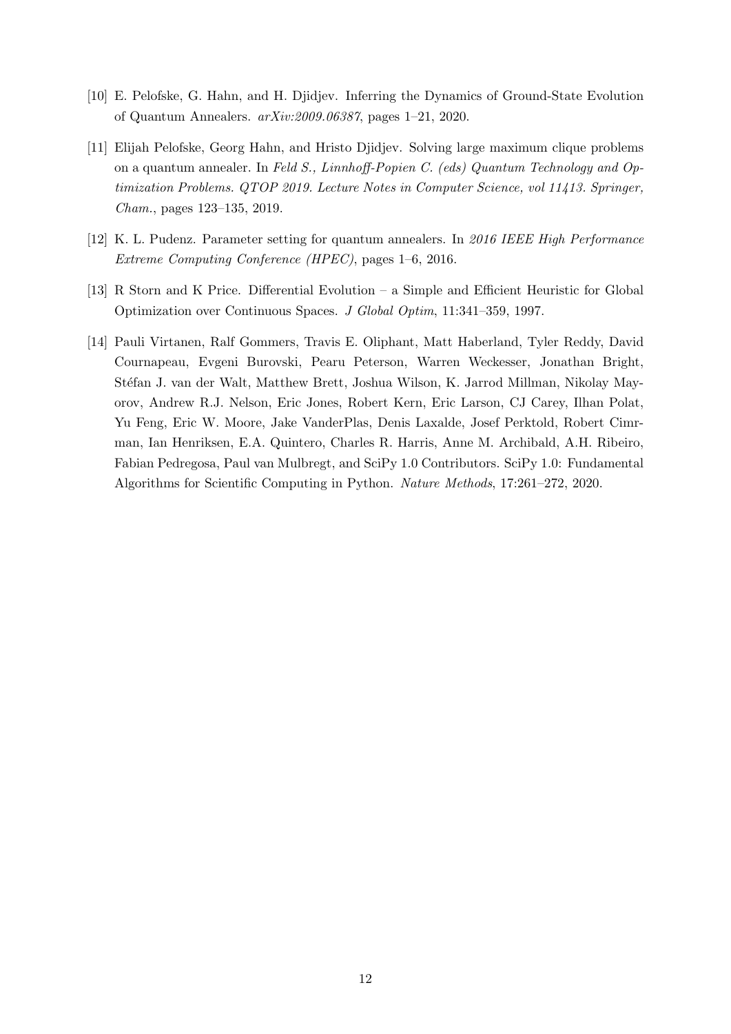[10] E. Pelofske, G. Hahn, and H. Djidjev. Inferring the Dynamics of Ground-State Evolution of Quantum Annealers. *arXiv:2009.06387*, pages 1–21, 2020.

[11] Elijah Pelofske, Georg Hahn, and Hristo Djidjev. Solving large maximum clique problems on a quantum annealer. In *Feld S., Linnhoff-Popien C. (eds) Quantum Technology and Optimization Problems. QTOP 2019. Lecture Notes in Computer Science, vol 11413. Springer, Cham.*, pages 123–135, 2019.

[12] K. L. Pudenz. Parameter setting for quantum annealers. In *2016 IEEE High Performance Extreme Computing Conference (HPEC)*, pages 1–6, 2016.

[13] R Storn and K Price. Differential Evolution – a Simple and Efficient Heuristic for Global Optimization over Continuous Spaces. *J Global Optim*, 11:341–359, 1997.

[14] Pauli Virtanen, Ralf Gommers, Travis E. Oliphant, Matt Haberland, Tyler Reddy, David Cournapeau, Evgeni Burovski, Pearu Peterson, Warren Weckesser, Jonathan Bright, Stéfan J. van der Walt, Matthew Brett, Joshua Wilson, K. Jarrod Millman, Nikolay Mayorov, Andrew R.J. Nelson, Eric Jones, Robert Kern, Eric Larson, CJ Carey, Ilhan Polat, Yu Feng, Eric W. Moore, Jake VanderPlas, Denis Laxalde, Josef Perktold, Robert Cimrman, Ian Henriksen, E.A. Quintero, Charles R. Harris, Anne M. Archibald, A.H. Ribeiro, Fabian Pedregosa, Paul van Mulbregt, and SciPy 1.0 Contributors. SciPy 1.0: Fundamental Algorithms for Scientific Computing in Python. *Nature Methods*, 17:261–272, 2020.